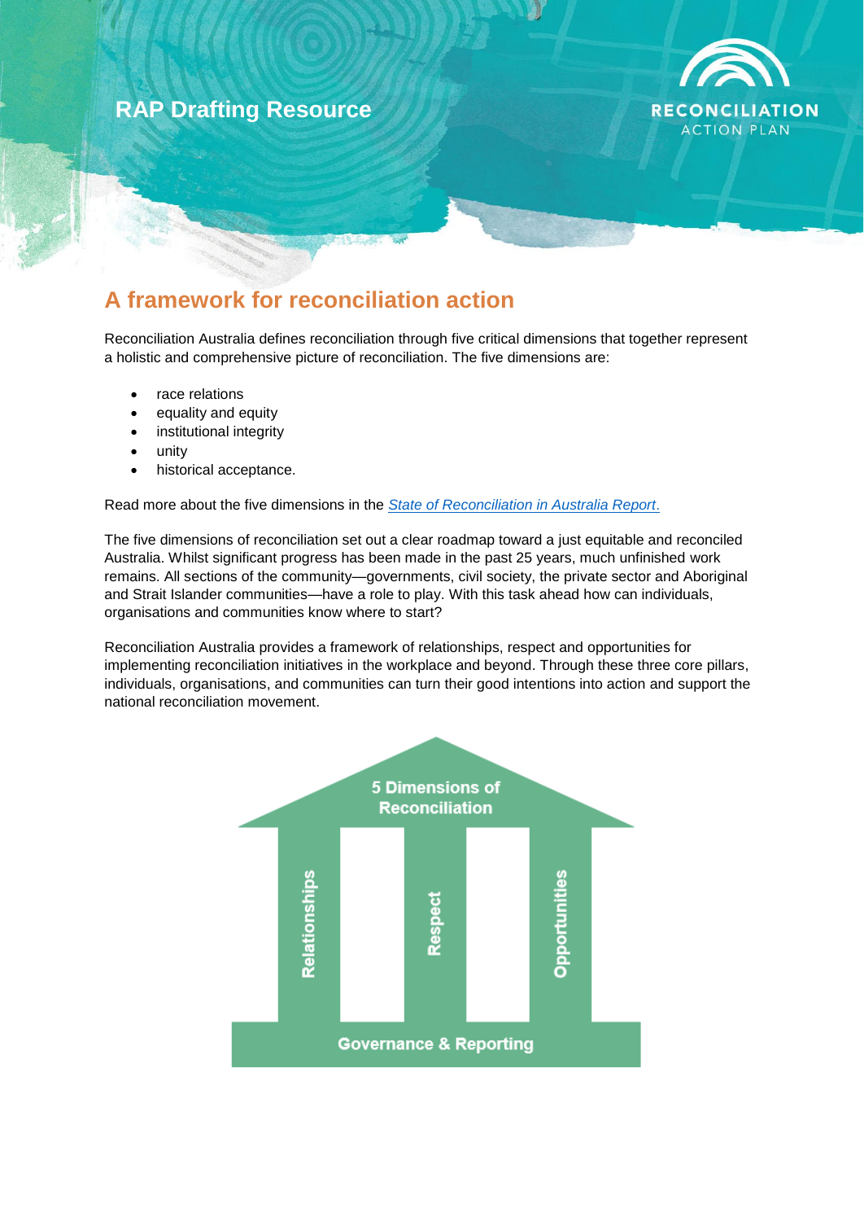# RAP Drafting Resource

RECONCILIATION ACTION PLAN

## A framework for reconciliation action

Reconciliation Australia defines reconciliation through five critical dimensions that together represent a holistic and comprehensive picture of reconciliation. The five dimensions are:

- race relations
- equality and equity
- institutional integrity
- unity
- historical acceptance.

Read more about the five dimensions in the *State of Reconciliation in Australia Report*.

The five dimensions of reconciliation set out a clear roadmap toward a just equitable and reconciled Australia. Whilst significant progress has been made in the past 25 years, much unfinished work remains. All sections of the community—governments, civil society, the private sector and Aboriginal and Strait Islander communities—have a role to play. With this task ahead how can individuals, organisations and communities know where to start?

Reconciliation Australia provides a framework of relationships, respect and opportunities for implementing reconciliation initiatives in the workplace and beyond. Through these three core pillars, individuals, organisations, and communities can turn their good intentions into action and support the national reconciliation movement.

5 Dimensions of Reconciliation

Relationships | Respect | Opportunities

Governance & Reporting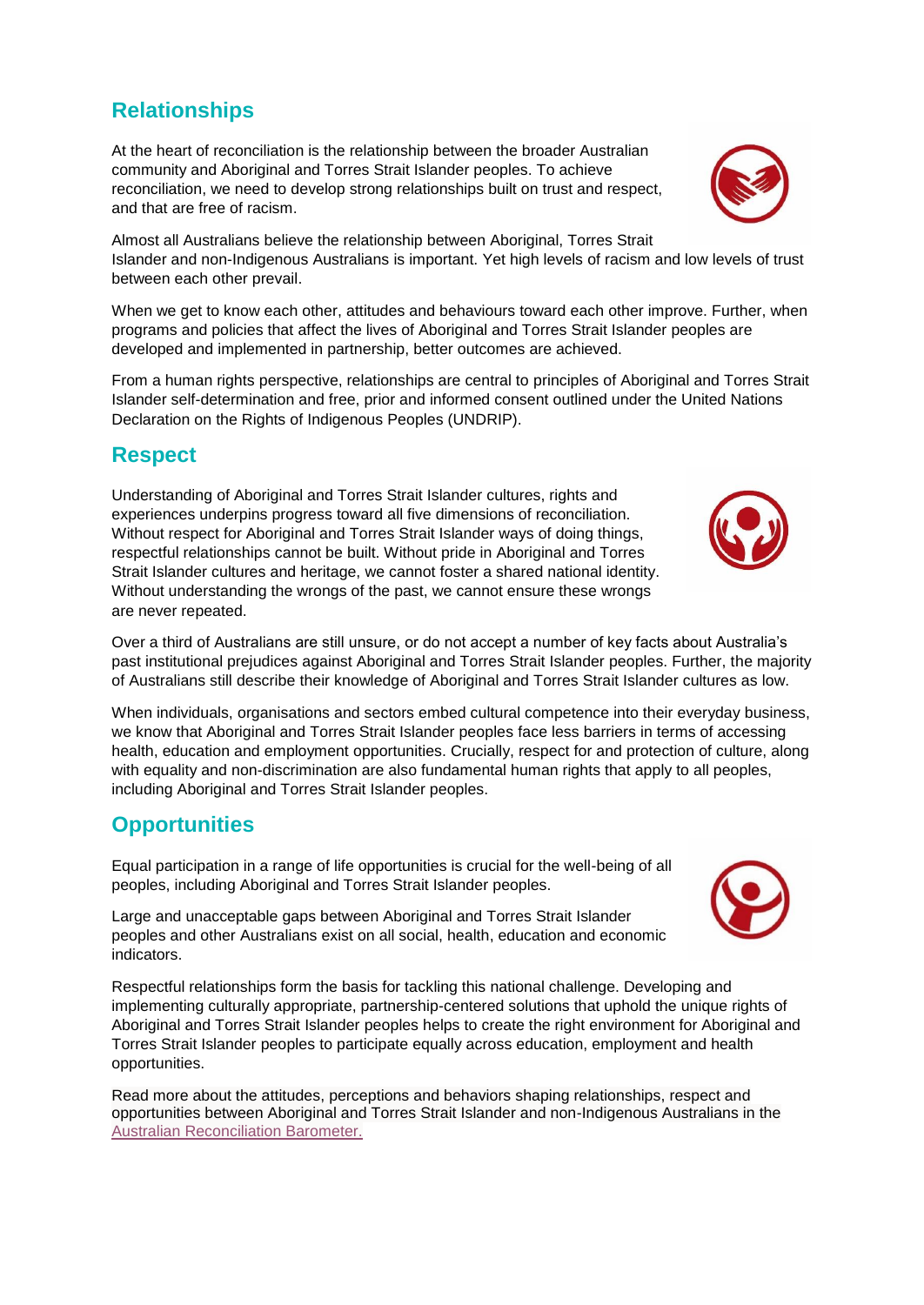## Relationships

At the heart of reconciliation is the relationship between the broader Australian community and Aboriginal and Torres Strait Islander peoples. To achieve reconciliation, we need to develop strong relationships built on trust and respect, and that are free of racism.

Almost all Australians believe the relationship between Aboriginal, Torres Strait Islander and non-Indigenous Australians is important. Yet high levels of racism and low levels of trust between each other prevail.

When we get to know each other, attitudes and behaviours toward each other improve. Further, when programs and policies that affect the lives of Aboriginal and Torres Strait Islander peoples are developed and implemented in partnership, better outcomes are achieved.

From a human rights perspective, relationships are central to principles of Aboriginal and Torres Strait Islander self-determination and free, prior and informed consent outlined under the United Nations Declaration on the Rights of Indigenous Peoples (UNDRIP).

## Respect

Understanding of Aboriginal and Torres Strait Islander cultures, rights and experiences underpins progress toward all five dimensions of reconciliation. Without respect for Aboriginal and Torres Strait Islander ways of doing things, respectful relationships cannot be built. Without pride in Aboriginal and Torres Strait Islander cultures and heritage, we cannot foster a shared national identity. Without understanding the wrongs of the past, we cannot ensure these wrongs are never repeated.

Over a third of Australians are still unsure, or do not accept a number of key facts about Australia's past institutional prejudices against Aboriginal and Torres Strait Islander peoples. Further, the majority of Australians still describe their knowledge of Aboriginal and Torres Strait Islander cultures as low.

When individuals, organisations and sectors embed cultural competence into their everyday business, we know that Aboriginal and Torres Strait Islander peoples face less barriers in terms of accessing health, education and employment opportunities. Crucially, respect for and protection of culture, along with equality and non-discrimination are also fundamental human rights that apply to all peoples, including Aboriginal and Torres Strait Islander peoples.

## Opportunities

Equal participation in a range of life opportunities is crucial for the well-being of all peoples, including Aboriginal and Torres Strait Islander peoples.

Large and unacceptable gaps between Aboriginal and Torres Strait Islander peoples and other Australians exist on all social, health, education and economic indicators.

Respectful relationships form the basis for tackling this national challenge. Developing and implementing culturally appropriate, partnership-centered solutions that uphold the unique rights of Aboriginal and Torres Strait Islander peoples helps to create the right environment for Aboriginal and Torres Strait Islander peoples to participate equally across education, employment and health opportunities.

Read more about the attitudes, perceptions and behaviors shaping relationships, respect and opportunities between Aboriginal and Torres Strait Islander and non-Indigenous Australians in the Australian Reconciliation Barometer.